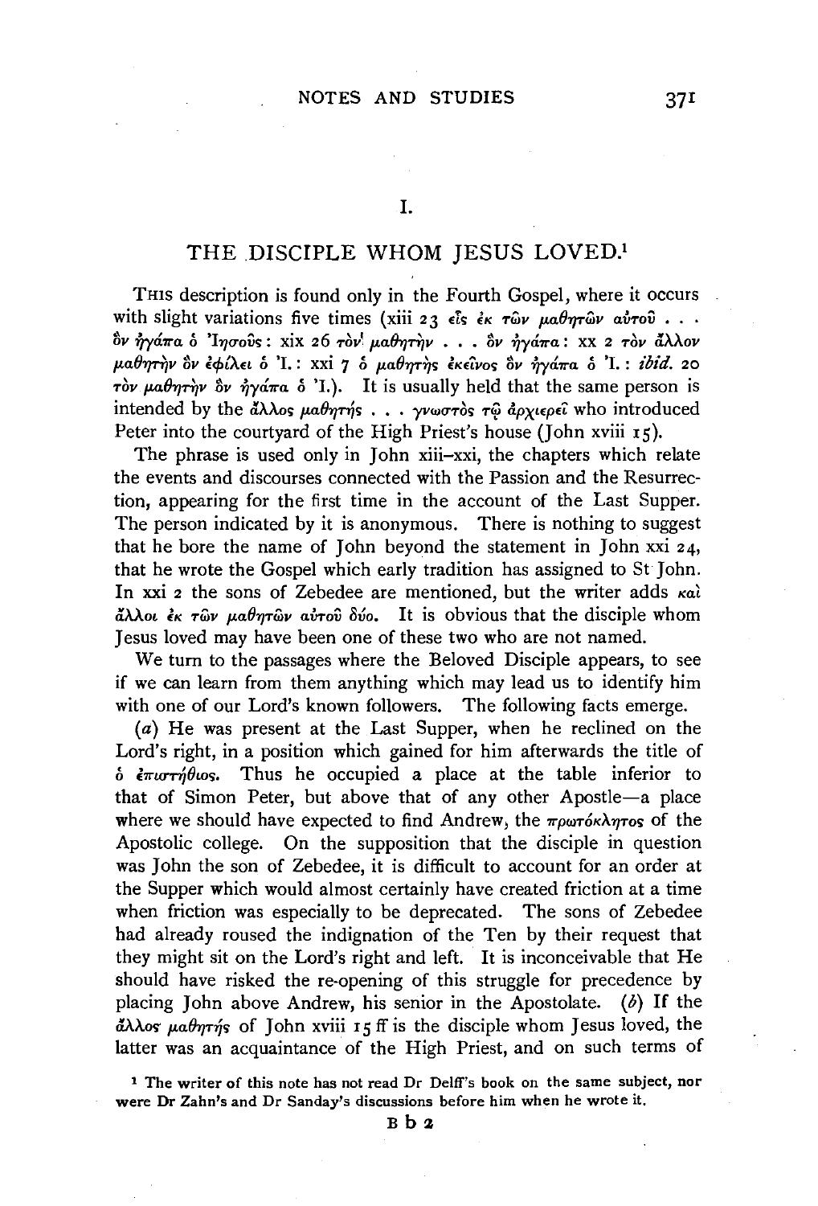# I.

## THE DISCIPLE WHOM JESUS LOVED.[1]

THIS description is found only in the Fourth Gospel, where it occurs with slight variations five times (xiii 23 εἷς ἐκ τῶν μαθητῶν αὐτοῦ . . . ὃν ἠγάπα ὁ Ἰησοῦς: xix 26 τὸν μαθητὴν . . . ὃν ἠγάπα: xx 2 τὸν ἄλλον μαθητὴν ὃν ἐφίλει ὁ Ἰ.: xxi 7 ὁ μαθητὴς ἐκεῖνος ὃν ἠγάπα ὁ Ἰ.: *ibid.* 20 τὸν μαθητὴν ὃν ἠγάπα ὁ Ἰ.). It is usually held that the same person is intended by the ἄλλος μαθητής . . . γνωστὸς τῷ ἀρχιερεῖ who introduced Peter into the courtyard of the High Priest's house (John xviii 15).

The phrase is used only in John xiii–xxi, the chapters which relate the events and discourses connected with the Passion and the Resurrection, appearing for the first time in the account of the Last Supper. The person indicated by it is anonymous. There is nothing to suggest that he bore the name of John beyond the statement in John xxi 24, that he wrote the Gospel which early tradition has assigned to St John. In xxi 2 the sons of Zebedee are mentioned, but the writer adds καὶ ἄλλοι ἐκ τῶν μαθητῶν αὐτοῦ δύο. It is obvious that the disciple whom Jesus loved may have been one of these two who are not named.

We turn to the passages where the Beloved Disciple appears, to see if we can learn from them anything which may lead us to identify him with one of our Lord's known followers. The following facts emerge.

(*a*) He was present at the Last Supper, when he reclined on the Lord's right, in a position which gained for him afterwards the title of ὁ ἐπιστήθιος. Thus he occupied a place at the table inferior to that of Simon Peter, but above that of any other Apostle—a place where we should have expected to find Andrew, the πρωτόκλητος of the Apostolic college. On the supposition that the disciple in question was John the son of Zebedee, it is difficult to account for an order at the Supper which would almost certainly have created friction at a time when friction was especially to be deprecated. The sons of Zebedee had already roused the indignation of the Ten by their request that they might sit on the Lord's right and left. It is inconceivable that He should have risked the re-opening of this struggle for precedence by placing John above Andrew, his senior in the Apostolate. (*b*) If the ἄλλος μαθητής of John xviii 15 ff is the disciple whom Jesus loved, the latter was an acquaintance of the High Priest, and on such terms of

[1] The writer of this note has not read Dr Delff's book on the same subject, nor were Dr Zahn's and Dr Sanday's discussions before him when he wrote it.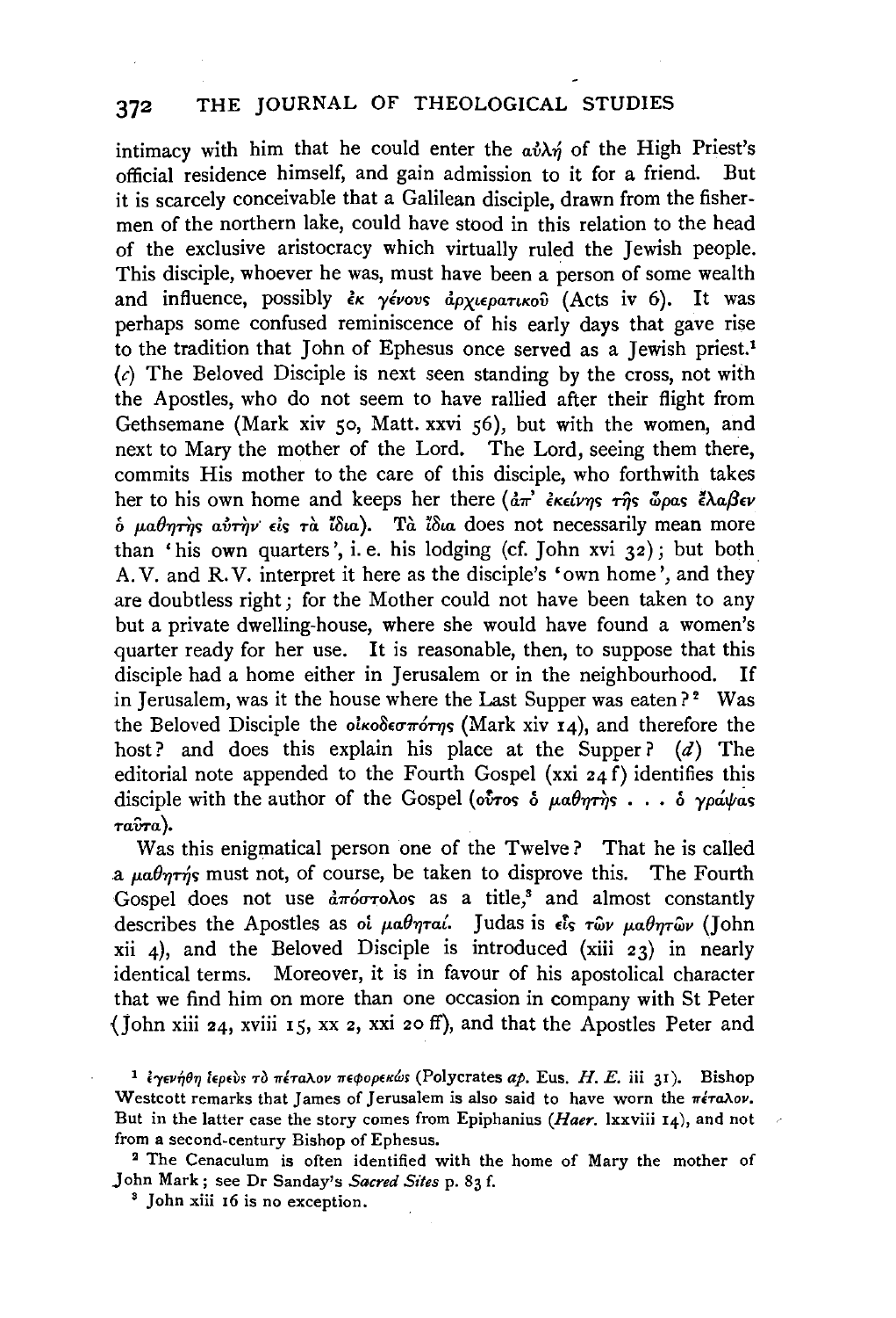intimacy with him that he could enter the αὐλή of the High Priest's official residence himself, and gain admission to it for a friend. But it is scarcely conceivable that a Galilean disciple, drawn from the fishermen of the northern lake, could have stood in this relation to the head of the exclusive aristocracy which virtually ruled the Jewish people. This disciple, whoever he was, must have been a person of some wealth and influence, possibly ἐκ γένους ἀρχιερατικοῦ (Acts iv 6). It was perhaps some confused reminiscence of his early days that gave rise to the tradition that John of Ephesus once served as a Jewish priest.[1] (*c*) The Beloved Disciple is next seen standing by the cross, not with the Apostles, who do not seem to have rallied after their flight from Gethsemane (Mark xiv 50, Matt. xxvi 56), but with the women, and next to Mary the mother of the Lord. The Lord, seeing them there, commits His mother to the care of this disciple, who forthwith takes her to his own home and keeps her there (ἀπ' ἐκείνης τῆς ὥρας ἔλαβεν ὁ μαθητὴς αὐτὴν εἰς τὰ ἴδια). Τὰ ἴδια does not necessarily mean more than 'his own quarters', i. e. his lodging (cf. John xvi 32); but both A.V. and R.V. interpret it here as the disciple's 'own home', and they are doubtless right; for the Mother could not have been taken to any but a private dwelling-house, where she would have found a women's quarter ready for her use. It is reasonable, then, to suppose that this disciple had a home either in Jerusalem or in the neighbourhood. If in Jerusalem, was it the house where the Last Supper was eaten?[2] Was the Beloved Disciple the οἰκοδεσπότης (Mark xiv 14), and therefore the host? and does this explain his place at the Supper? (*d*) The editorial note appended to the Fourth Gospel (xxi 24 f) identifies this disciple with the author of the Gospel (οὗτος ὁ μαθητὴς . . . ὁ γράψας ταῦτα).

Was this enigmatical person one of the Twelve? That he is called a μαθητής must not, of course, be taken to disprove this. The Fourth Gospel does not use ἀπόστολος as a title,[3] and almost constantly describes the Apostles as οἱ μαθηταί. Judas is εἷς τῶν μαθητῶν (John xii 4), and the Beloved Disciple is introduced (xiii 23) in nearly identical terms. Moreover, it is in favour of his apostolical character that we find him on more than one occasion in company with St Peter (John xiii 24, xviii 15, xx 2, xxi 20 ff), and that the Apostles Peter and

---

[1] ἐγενήθη ἱερεὺς τὸ πέταλον πεφορεκώς (Polycrates *ap.* Eus. *H. E.* iii 31). Bishop Westcott remarks that James of Jerusalem is also said to have worn the πέταλον. But in the latter case the story comes from Epiphanius (*Haer.* lxxviii 14), and not from a second-century Bishop of Ephesus.

[2] The Cenaculum is often identified with the home of Mary the mother of John Mark; see Dr Sanday's *Sacred Sites* p. 83 f.

[3] John xiii 16 is no exception.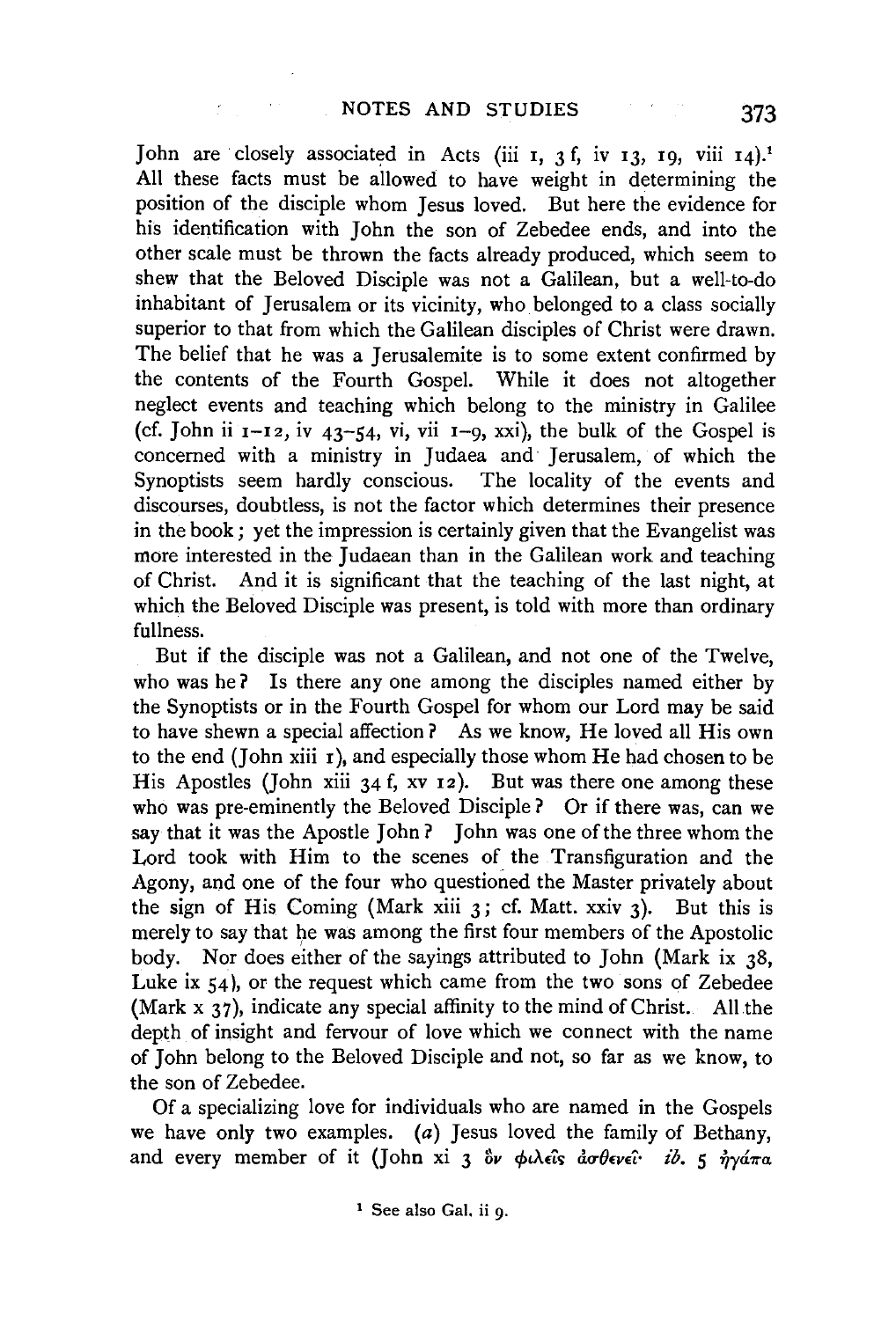John are closely associated in Acts (iii 1, 3 f, iv 13, 19, viii 14).[1] All these facts must be allowed to have weight in determining the position of the disciple whom Jesus loved. But here the evidence for his identification with John the son of Zebedee ends, and into the other scale must be thrown the facts already produced, which seem to shew that the Beloved Disciple was not a Galilean, but a well-to-do inhabitant of Jerusalem or its vicinity, who belonged to a class socially superior to that from which the Galilean disciples of Christ were drawn. The belief that he was a Jerusalemite is to some extent confirmed by the contents of the Fourth Gospel. While it does not altogether neglect events and teaching which belong to the ministry in Galilee (cf. John ii 1–12, iv 43–54, vi, vii 1–9, xxi), the bulk of the Gospel is concerned with a ministry in Judaea and Jerusalem, of which the Synoptists seem hardly conscious. The locality of the events and discourses, doubtless, is not the factor which determines their presence in the book; yet the impression is certainly given that the Evangelist was more interested in the Judaean than in the Galilean work and teaching of Christ. And it is significant that the teaching of the last night, at which the Beloved Disciple was present, is told with more than ordinary fullness.

But if the disciple was not a Galilean, and not one of the Twelve, who was he? Is there any one among the disciples named either by the Synoptists or in the Fourth Gospel for whom our Lord may be said to have shewn a special affection? As we know, He loved all His own to the end (John xiii 1), and especially those whom He had chosen to be His Apostles (John xiii 34 f, xv 12). But was there one among these who was pre-eminently the Beloved Disciple? Or if there was, can we say that it was the Apostle John? John was one of the three whom the Lord took with Him to the scenes of the Transfiguration and the Agony, and one of the four who questioned the Master privately about the sign of His Coming (Mark xiii 3; cf. Matt. xxiv 3). But this is merely to say that he was among the first four members of the Apostolic body. Nor does either of the sayings attributed to John (Mark ix 38, Luke ix 54), or the request which came from the two sons of Zebedee (Mark x 37), indicate any special affinity to the mind of Christ. All the depth of insight and fervour of love which we connect with the name of John belong to the Beloved Disciple and not, so far as we know, to the son of Zebedee.

Of a specializing love for individuals who are named in the Gospels we have only two examples. (*a*) Jesus loved the family of Bethany, and every member of it (John xi 3 ὃν φιλεῖς ἀσθενεῖ· *ib.* 5 ἠγάπα

[1] See also Gal. ii 9.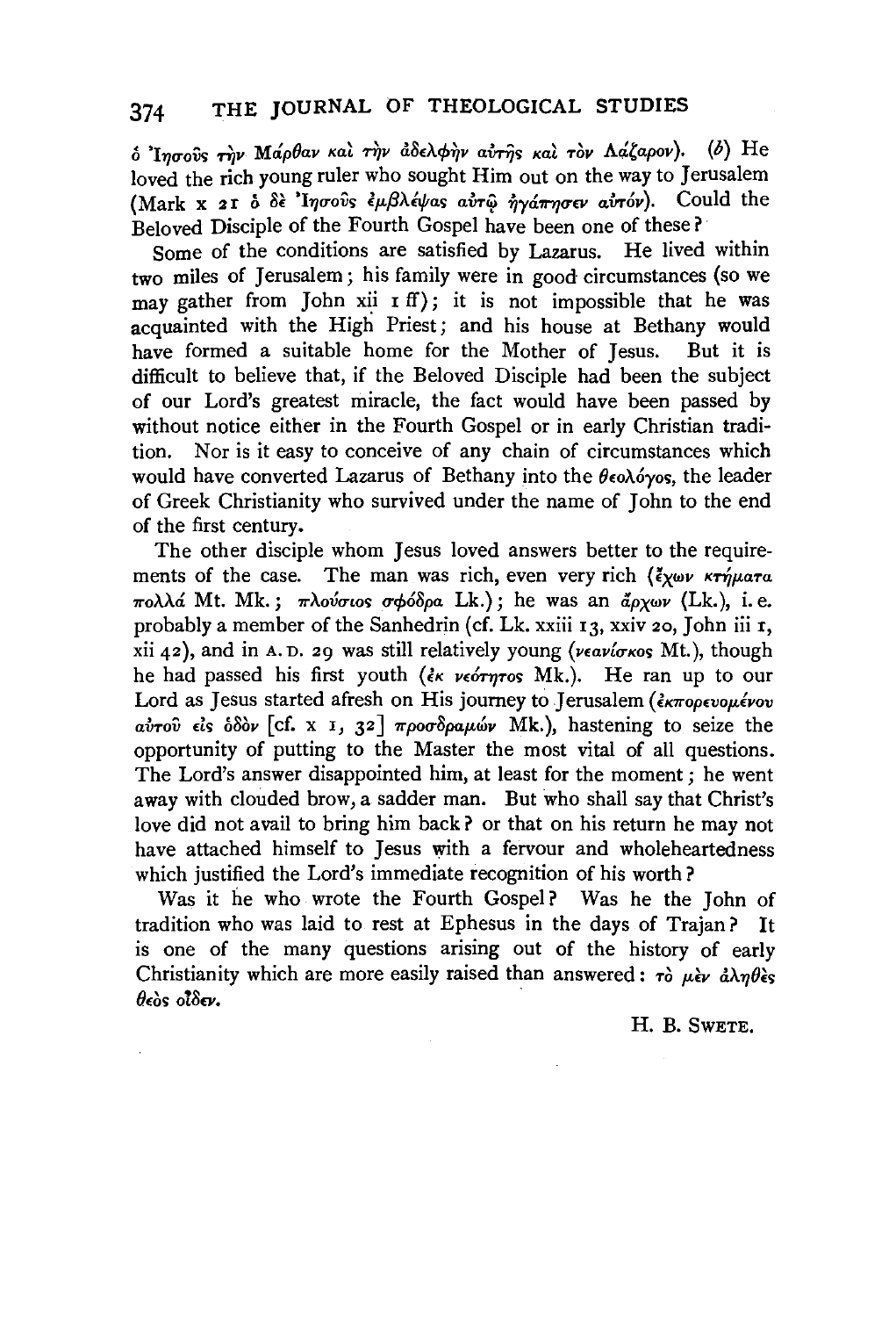ὁ Ἰησοῦς τὴν Μάρθαν καὶ τὴν ἀδελφὴν αὐτῆς καὶ τὸν Λάζαρον). (*b*) He loved the rich young ruler who sought Him out on the way to Jerusalem (Mark x 21 ὁ δὲ Ἰησοῦς ἐμβλέψας αὐτῷ ἠγάπησεν αὐτόν). Could the Beloved Disciple of the Fourth Gospel have been one of these?

Some of the conditions are satisfied by Lazarus. He lived within two miles of Jerusalem; his family were in good circumstances (so we may gather from John xii 1 ff); it is not impossible that he was acquainted with the High Priest; and his house at Bethany would have formed a suitable home for the Mother of Jesus. But it is difficult to believe that, if the Beloved Disciple had been the subject of our Lord's greatest miracle, the fact would have been passed by without notice either in the Fourth Gospel or in early Christian tradition. Nor is it easy to conceive of any chain of circumstances which would have converted Lazarus of Bethany into the θεολόγος, the leader of Greek Christianity who survived under the name of John to the end of the first century.

The other disciple whom Jesus loved answers better to the requirements of the case. The man was rich, even very rich (ἔχων κτήματα πολλά Mt. Mk.; πλούσιος σφόδρα Lk.); he was an ἄρχων (Lk.), i.e. probably a member of the Sanhedrin (cf. Lk. xxiii 13, xxiv 20, John iii 1, xii 42), and in A.D. 29 was still relatively young (νεανίσκος Mt.), though he had passed his first youth (ἐκ νεότητος Mk.). He ran up to our Lord as Jesus started afresh on His journey to Jerusalem (ἐκπορευομένου αὐτοῦ εἰς ὁδὸν [cf. x 1, 32] προσδραμών Mk.), hastening to seize the opportunity of putting to the Master the most vital of all questions. The Lord's answer disappointed him, at least for the moment; he went away with clouded brow, a sadder man. But who shall say that Christ's love did not avail to bring him back? or that on his return he may not have attached himself to Jesus with a fervour and wholeheartedness which justified the Lord's immediate recognition of his worth?

Was it he who wrote the Fourth Gospel? Was he the John of tradition who was laid to rest at Ephesus in the days of Trajan? It is one of the many questions arising out of the history of early Christianity which are more easily raised than answered: τὸ μὲν ἀληθὲς θεὸς οἶδεν.

H. B. SWETE.